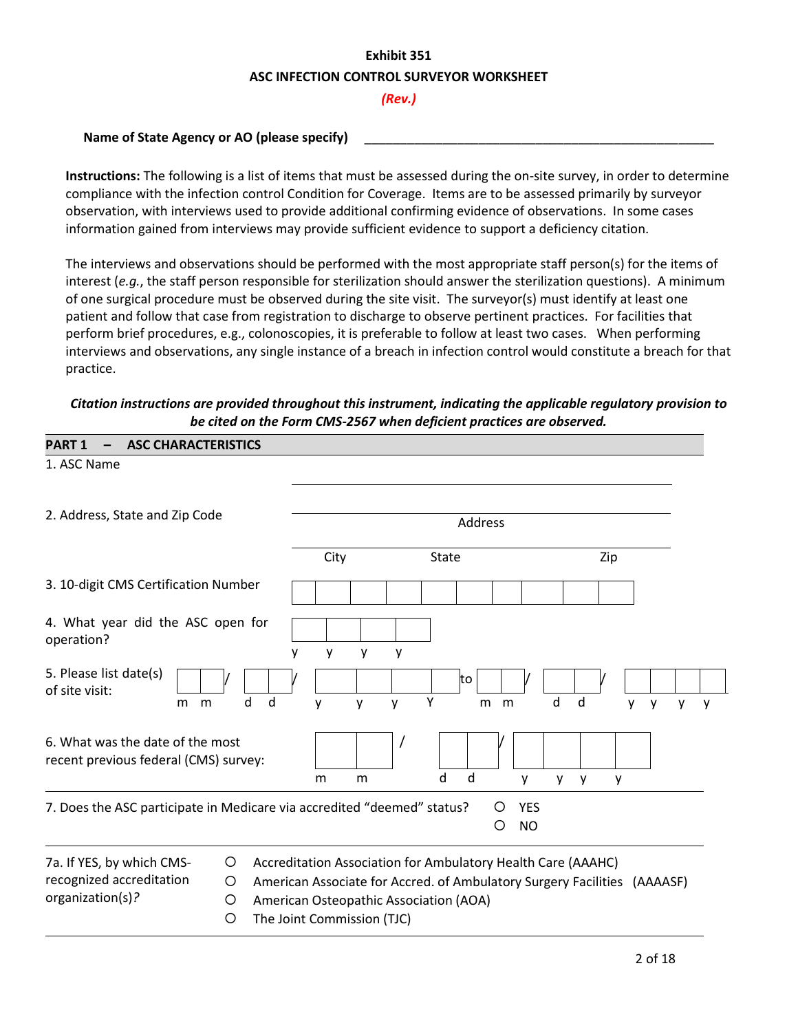**Exhibit 351**

**ASC INFECTION CONTROL SURVEYOR WORKSHEET**

***(Rev.)***

**Name of State Agency or AO (please specify)** \_\_\_\_\_\_\_\_\_\_\_\_\_\_\_\_\_\_\_\_\_\_\_\_\_\_\_\_\_\_\_\_\_\_\_\_\_\_\_\_\_\_\_\_\_\_\_\_

**Instructions:** The following is a list of items that must be assessed during the on-site survey, in order to determine compliance with the infection control Condition for Coverage. Items are to be assessed primarily by surveyor observation, with interviews used to provide additional confirming evidence of observations. In some cases information gained from interviews may provide sufficient evidence to support a deficiency citation.

The interviews and observations should be performed with the most appropriate staff person(s) for the items of interest (*e.g.*, the staff person responsible for sterilization should answer the sterilization questions). A minimum of one surgical procedure must be observed during the site visit. The surveyor(s) must identify at least one patient and follow that case from registration to discharge to observe pertinent practices. For facilities that perform brief procedures, e.g., colonoscopies, it is preferable to follow at least two cases. When performing interviews and observations, any single instance of a breach in infection control would constitute a breach for that practice.

***Citation instructions are provided throughout this instrument, indicating the applicable regulatory provision to be cited on the Form CMS-2567 when deficient practices are observed.***

## PART 1 – ASC CHARACTERISTICS

1. ASC Name \_\_\_\_\_\_\_\_\_\_\_\_\_\_\_\_\_\_\_\_\_\_\_\_\_\_\_\_\_\_\_\_\_\_\_\_

2. Address, State and Zip Code

\_\_\_\_\_\_\_\_\_\_\_\_\_\_\_\_\_\_\_\_\_\_\_\_\_\_\_\_\_\_\_\_\_\_\_\_
Address

\_\_\_\_\_\_\_\_\_\_\_\_\_\_\_\_\_\_\_\_\_\_\_\_\_\_\_\_\_\_\_\_\_\_\_\_
City State Zip

3. 10-digit CMS Certification Number

| | | | | | | | | | |
|---|---|---|---|---|---|---|---|---|---|
| | | | | | | | | | |

4. What year did the ASC open for operation?

| | | | |
|---|---|---|---|
| y | y | y | y |

5. Please list date(s) of site visit:

m m / d d / y y y Y to m m / d d / y y y y

6. What was the date of the most recent previous federal (CMS) survey:

m m / d d / y y y y

7. Does the ASC participate in Medicare via accredited "deemed" status?

- ○ YES
- ○ NO

7a. If YES, by which CMS-recognized accreditation organization(s)*?*

- ○ Accreditation Association for Ambulatory Health Care (AAAHC)
- ○ American Associate for Accred. of Ambulatory Surgery Facilities (AAAASF)
- ○ American Osteopathic Association (AOA)
- ○ The Joint Commission (TJC)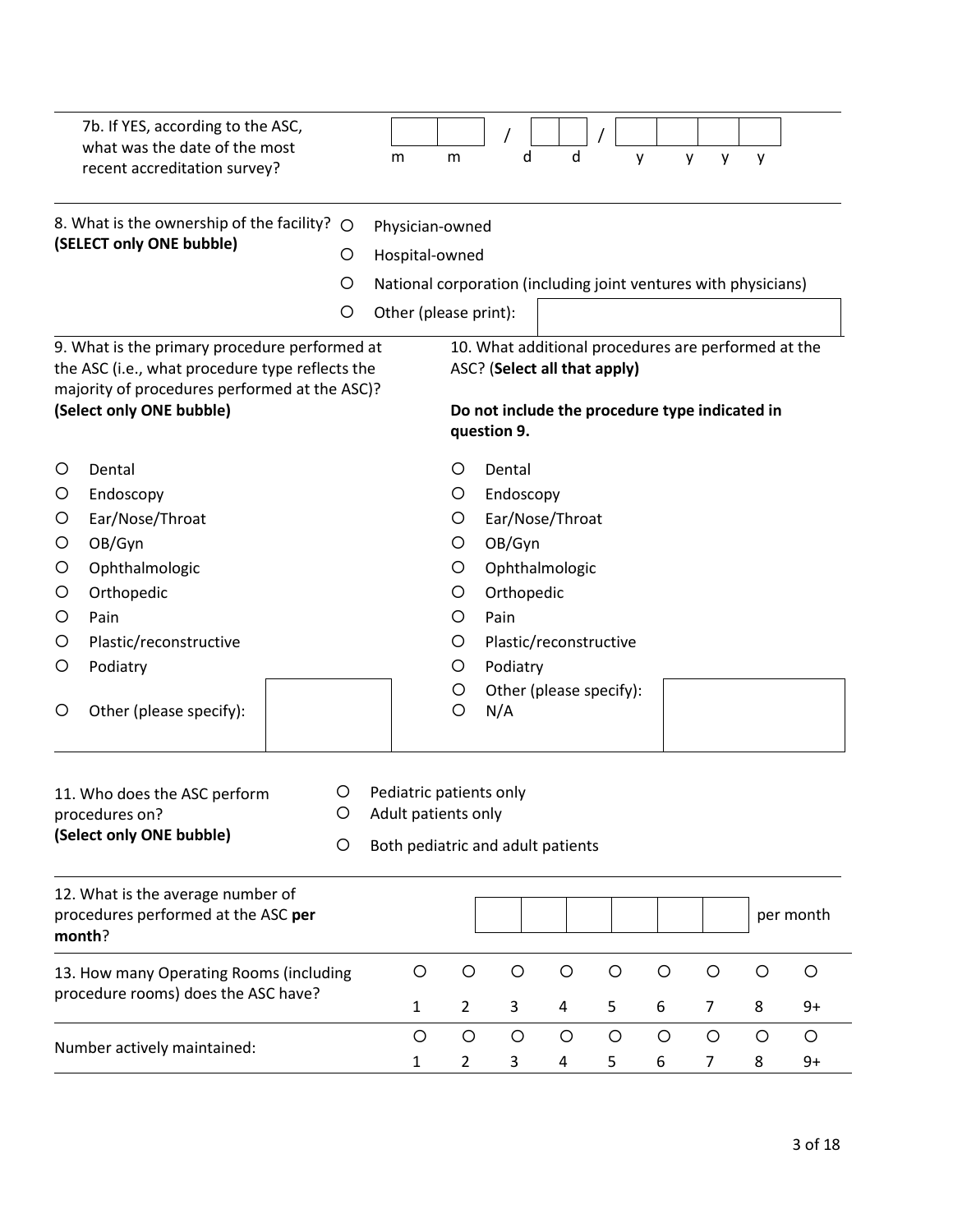7b. If YES, according to the ASC, what was the date of the most recent accreditation survey?

| | | / | | | / | | | | |
|---|---|---|---|---|---|---|---|---|---|
| m | m | | d | d | | y | y | y | y |

8. What is the ownership of the facility? **(SELECT only ONE bubble)**

- ○ Physician-owned
- ○ Hospital-owned
- ○ National corporation (including joint ventures with physicians)
- ○ Other (please print): ____________

9. What is the primary procedure performed at the ASC (i.e., what procedure type reflects the majority of procedures performed at the ASC)? **(Select only ONE bubble)**

- ○ Dental
- ○ Endoscopy
- ○ Ear/Nose/Throat
- ○ OB/Gyn
- ○ Ophthalmologic
- ○ Orthopedic
- ○ Pain
- ○ Plastic/reconstructive
- ○ Podiatry
- ○ Other (please specify): ____________

10. What additional procedures are performed at the ASC? (**Select all that apply)**

**Do not include the procedure type indicated in question 9.**

- ○ Dental
- ○ Endoscopy
- ○ Ear/Nose/Throat
- ○ OB/Gyn
- ○ Ophthalmologic
- ○ Orthopedic
- ○ Pain
- ○ Plastic/reconstructive
- ○ Podiatry
- ○ Other (please specify): ____________
- ○ N/A

11. Who does the ASC perform procedures on? **(Select only ONE bubble)**

- ○ Pediatric patients only
- ○ Adult patients only
- ○ Both pediatric and adult patients

12. What is the average number of procedures performed at the ASC **per month**?

| | | | | | | per month |
|---|---|---|---|---|---|---|

13. How many Operating Rooms (including procedure rooms) does the ASC have?

| ○ | ○ | ○ | ○ | ○ | ○ | ○ | ○ | ○ |
|---|---|---|---|---|---|---|---|---|
| 1 | 2 | 3 | 4 | 5 | 6 | 7 | 8 | 9+ |

Number actively maintained:

| ○ | ○ | ○ | ○ | ○ | ○ | ○ | ○ | ○ |
|---|---|---|---|---|---|---|---|---|
| 1 | 2 | 3 | 4 | 5 | 6 | 7 | 8 | 9+ |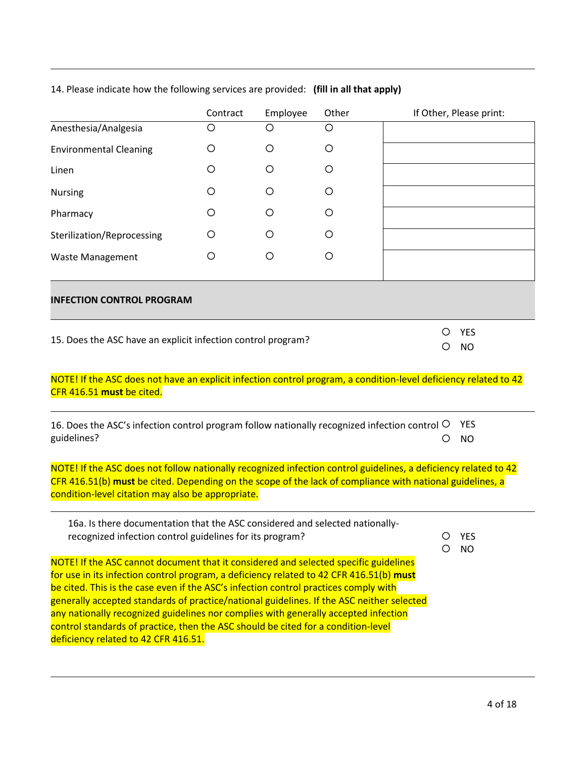14. Please indicate how the following services are provided: **(fill in all that apply)**

| | Contract | Employee | Other | If Other, Please print: |
|---|---|---|---|---|
| Anesthesia/Analgesia | ○ | ○ | ○ | |
| Environmental Cleaning | ○ | ○ | ○ | |
| Linen | ○ | ○ | ○ | |
| Nursing | ○ | ○ | ○ | |
| Pharmacy | ○ | ○ | ○ | |
| Sterilization/Reprocessing | ○ | ○ | ○ | |
| Waste Management | ○ | ○ | ○ | |

## INFECTION CONTROL PROGRAM

15. Does the ASC have an explicit infection control program?

○ YES
○ NO

NOTE! If the ASC does not have an explicit infection control program, a condition-level deficiency related to 42 CFR 416.51 **must** be cited.

16. Does the ASC's infection control program follow nationally recognized infection control guidelines?

○ YES
○ NO

NOTE! If the ASC does not follow nationally recognized infection control guidelines, a deficiency related to 42 CFR 416.51(b) **must** be cited. Depending on the scope of the lack of compliance with national guidelines, a condition-level citation may also be appropriate.

16a. Is there documentation that the ASC considered and selected nationally-recognized infection control guidelines for its program?

○ YES
○ NO

NOTE! If the ASC cannot document that it considered and selected specific guidelines for use in its infection control program, a deficiency related to 42 CFR 416.51(b) **must** be cited. This is the case even if the ASC's infection control practices comply with generally accepted standards of practice/national guidelines. If the ASC neither selected any nationally recognized guidelines nor complies with generally accepted infection control standards of practice, then the ASC should be cited for a condition-level deficiency related to 42 CFR 416.51.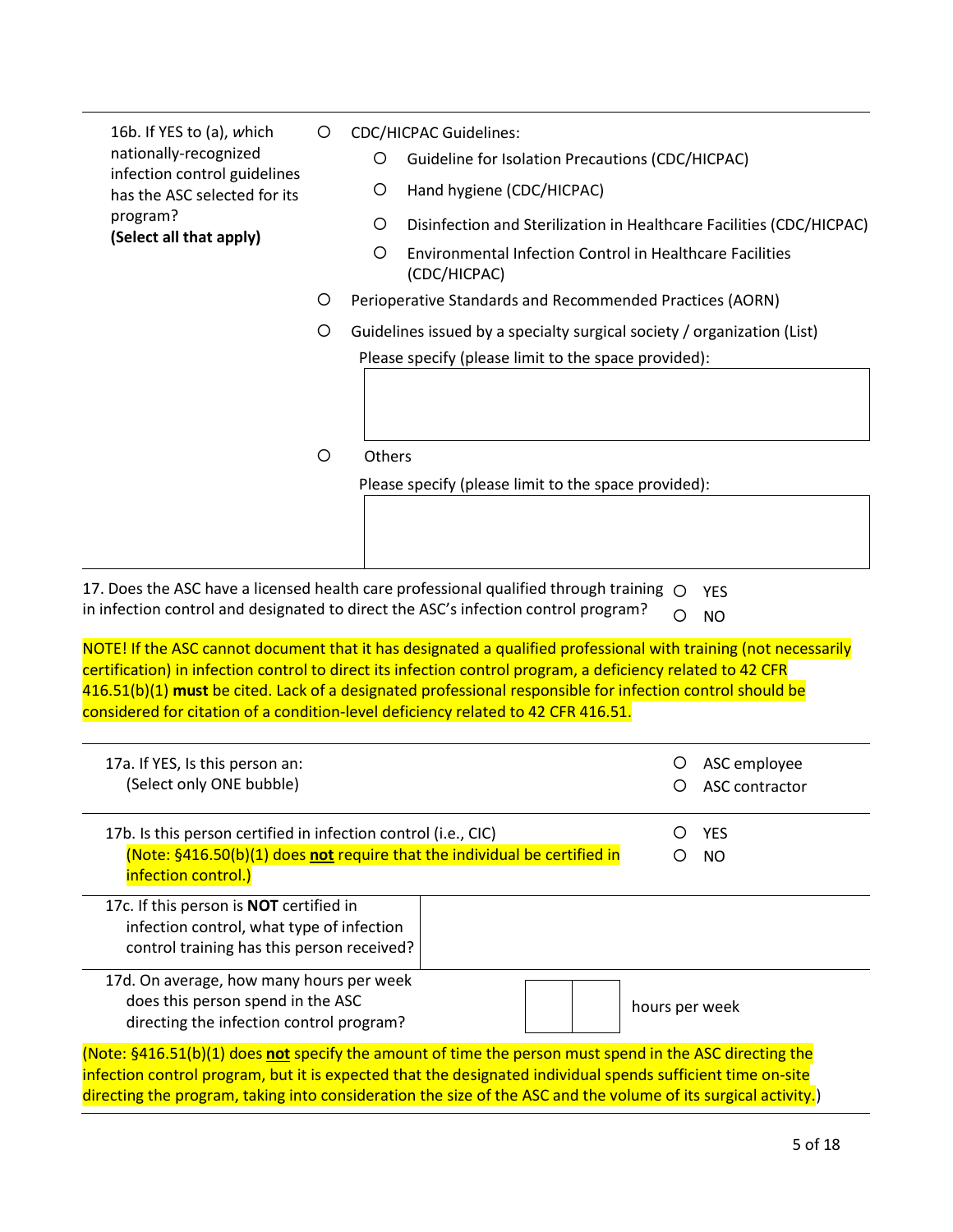16b. If YES to (a), *which* nationally-recognized infection control guidelines has the ASC selected for its program?
**(Select all that apply)**

- ○ CDC/HICPAC Guidelines:
  - ○ Guideline for Isolation Precautions (CDC/HICPAC)
  - ○ Hand hygiene (CDC/HICPAC)
  - ○ Disinfection and Sterilization in Healthcare Facilities (CDC/HICPAC)
  - ○ Environmental Infection Control in Healthcare Facilities (CDC/HICPAC)
- ○ Perioperative Standards and Recommended Practices (AORN)
- ○ Guidelines issued by a specialty surgical society / organization (List)

  Please specify (please limit to the space provided):

  | |
  |---|
  | |

- ○ Others

  Please specify (please limit to the space provided):

  | |
  |---|
  | |

17. Does the ASC have a licensed health care professional qualified through training in infection control and designated to direct the ASC's infection control program?

- ○ YES
- ○ NO

NOTE! If the ASC cannot document that it has designated a qualified professional with training (not necessarily certification) in infection control to direct its infection control program, a deficiency related to 42 CFR 416.51(b)(1) **must** be cited. Lack of a designated professional responsible for infection control should be considered for citation of a condition-level deficiency related to 42 CFR 416.51.

17a. If YES, Is this person an:
(Select only ONE bubble)

- ○ ASC employee
- ○ ASC contractor

17b. Is this person certified in infection control (i.e., CIC)
(Note: §416.50(b)(1) does **not** require that the individual be certified in infection control.)

- ○ YES
- ○ NO

17c. If this person is **NOT** certified in infection control, what type of infection control training has this person received?

| |
|---|
| |

17d. On average, how many hours per week does this person spend in the ASC directing the infection control program?

| | | |
|---|---|---|
| | | hours per week |

(Note: §416.51(b)(1) does **not** specify the amount of time the person must spend in the ASC directing the infection control program, but it is expected that the designated individual spends sufficient time on-site directing the program, taking into consideration the size of the ASC and the volume of its surgical activity.)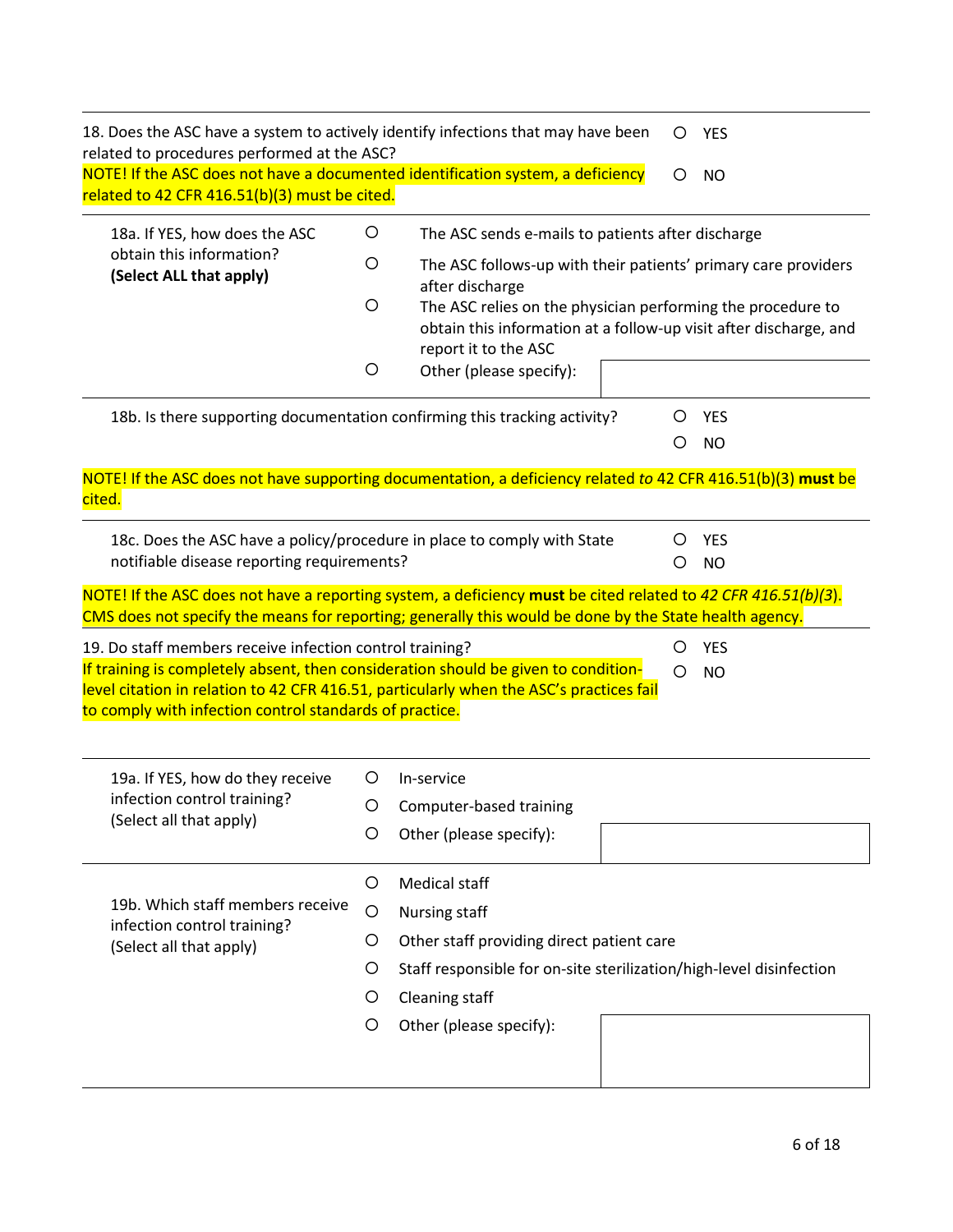18. Does the ASC have a system to actively identify infections that may have been related to procedures performed at the ASC?

NOTE! If the ASC does not have a documented identification system, a deficiency related to 42 CFR 416.51(b)(3) must be cited.

○ YES
○ NO

18a. If YES, how does the ASC obtain this information? **(Select ALL that apply)**

○ The ASC sends e-mails to patients after discharge
○ The ASC follows-up with their patients' primary care providers after discharge
○ The ASC relies on the physician performing the procedure to obtain this information at a follow-up visit after discharge, and report it to the ASC
○ Other (please specify):

18b. Is there supporting documentation confirming this tracking activity?

○ YES
○ NO

NOTE! If the ASC does not have supporting documentation, a deficiency related *to* 42 CFR 416.51(b)(3) **must** be cited.

18c. Does the ASC have a policy/procedure in place to comply with State notifiable disease reporting requirements?

○ YES
○ NO

NOTE! If the ASC does not have a reporting system, a deficiency **must** be cited related to *42 CFR 416.51(b)(3)*. CMS does not specify the means for reporting; generally this would be done by the State health agency.

19. Do staff members receive infection control training?

If training is completely absent, then consideration should be given to condition-level citation in relation to 42 CFR 416.51, particularly when the ASC's practices fail to comply with infection control standards of practice.

○ YES
○ NO

19a. If YES, how do they receive infection control training? (Select all that apply)

○ In-service
○ Computer-based training
○ Other (please specify):

19b. Which staff members receive infection control training? (Select all that apply)

○ Medical staff
○ Nursing staff
○ Other staff providing direct patient care
○ Staff responsible for on-site sterilization/high-level disinfection
○ Cleaning staff
○ Other (please specify):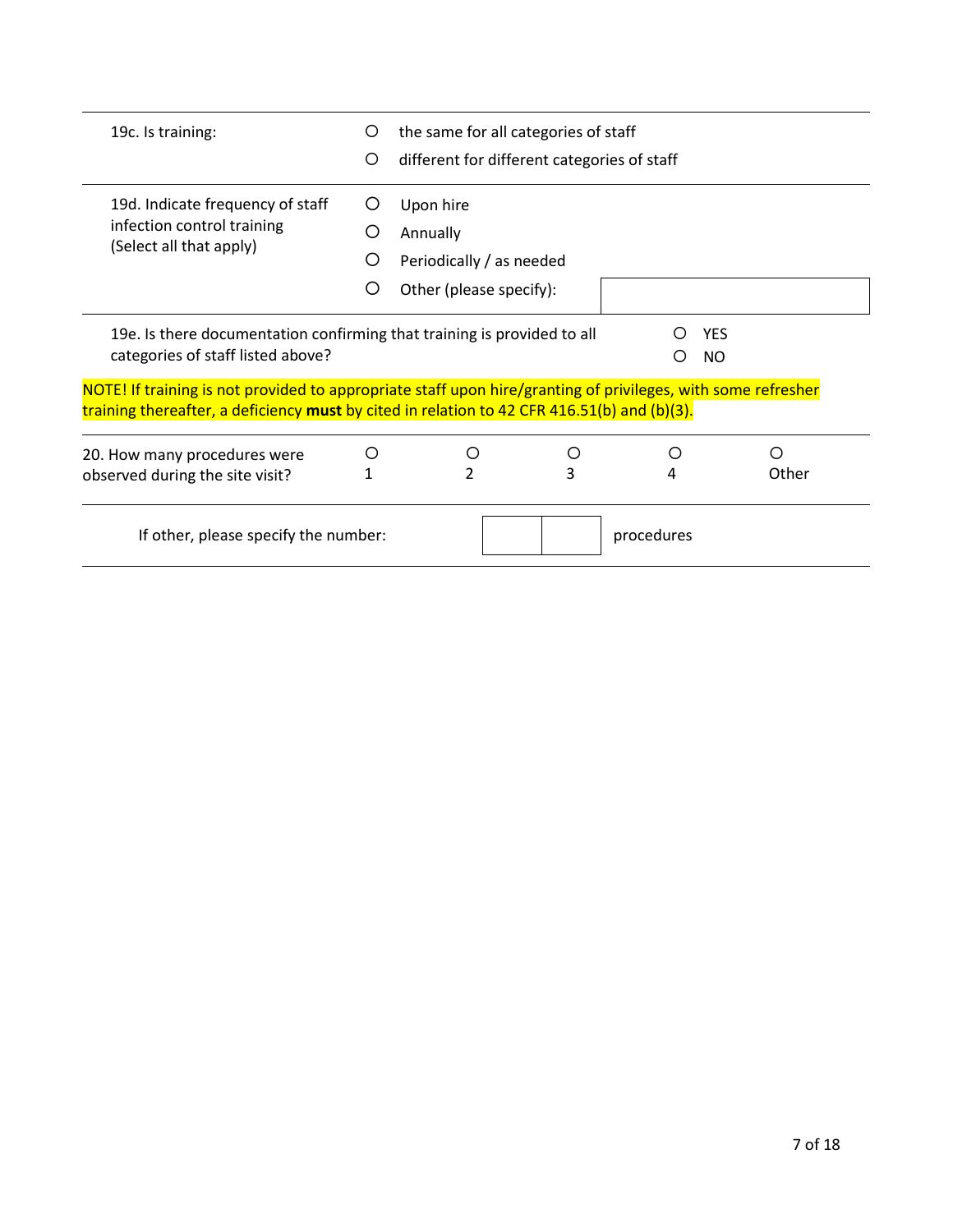| | |
|---|---|
| 19c. Is training: | ○ the same for all categories of staff<br>○ different for different categories of staff |
| 19d. Indicate frequency of staff infection control training (Select all that apply) | ○ Upon hire<br>○ Annually<br>○ Periodically / as needed<br>○ Other (please specify): |
| 19e. Is there documentation confirming that training is provided to all categories of staff listed above? | ○ YES<br>○ NO |

NOTE! If training is not provided to appropriate staff upon hire/granting of privileges, with some refresher training thereafter, a deficiency **must** by cited in relation to 42 CFR 416.51(b) and (b)(3).

| | | | | | |
|---|---|---|---|---|---|
| 20. How many procedures were observed during the site visit? | ○ 1 | ○ 2 | ○ 3 | ○ 4 | ○ Other |

If other, please specify the number: ____ procedures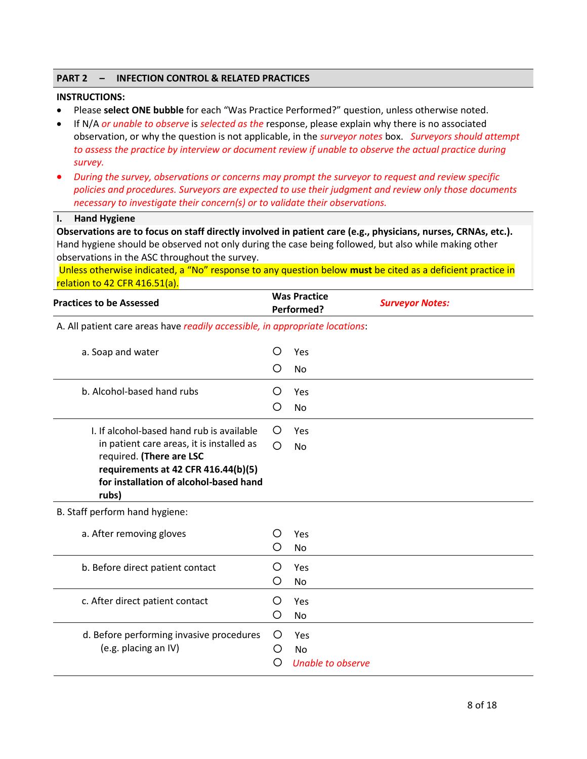## PART 2 – INFECTION CONTROL & RELATED PRACTICES

**INSTRUCTIONS:**

- Please **select ONE bubble** for each "Was Practice Performed?" question, unless otherwise noted.
- If N/A *or unable to observe* is *selected as the* response, please explain why there is no associated observation, or why the question is not applicable, in the *surveyor notes* box. *Surveyors should attempt to assess the practice by interview or document review if unable to observe the actual practice during survey.*
- *During the survey, observations or concerns may prompt the surveyor to request and review specific policies and procedures. Surveyors are expected to use their judgment and review only those documents necessary to investigate their concern(s) or to validate their observations.*

### I. Hand Hygiene

**Observations are to focus on staff directly involved in patient care (e.g., physicians, nurses, CRNAs, etc.).** Hand hygiene should be observed not only during the case being followed, but also while making other observations in the ASC throughout the survey.

Unless otherwise indicated, a "No" response to any question below **must** be cited as a deficient practice in relation to 42 CFR 416.51(a).

| Practices to be Assessed | Was Practice Performed? | *Surveyor Notes:* |
|---|---|---|
| A. All patient care areas have *readily accessible, in appropriate locations*: | | |
| a. Soap and water | ○ Yes<br>○ No | |
| b. Alcohol-based hand rubs | ○ Yes<br>○ No | |
| I. If alcohol-based hand rub is available in patient care areas, it is installed as required. **(There are LSC requirements at 42 CFR 416.44(b)(5) for installation of alcohol-based hand rubs)** | ○ Yes<br>○ No | |
| B. Staff perform hand hygiene: | | |
| a. After removing gloves | ○ Yes<br>○ No | |
| b. Before direct patient contact | ○ Yes<br>○ No | |
| c. After direct patient contact | ○ Yes<br>○ No | |
| d. Before performing invasive procedures (e.g. placing an IV) | ○ Yes<br>○ No<br>○ *Unable to observe* | |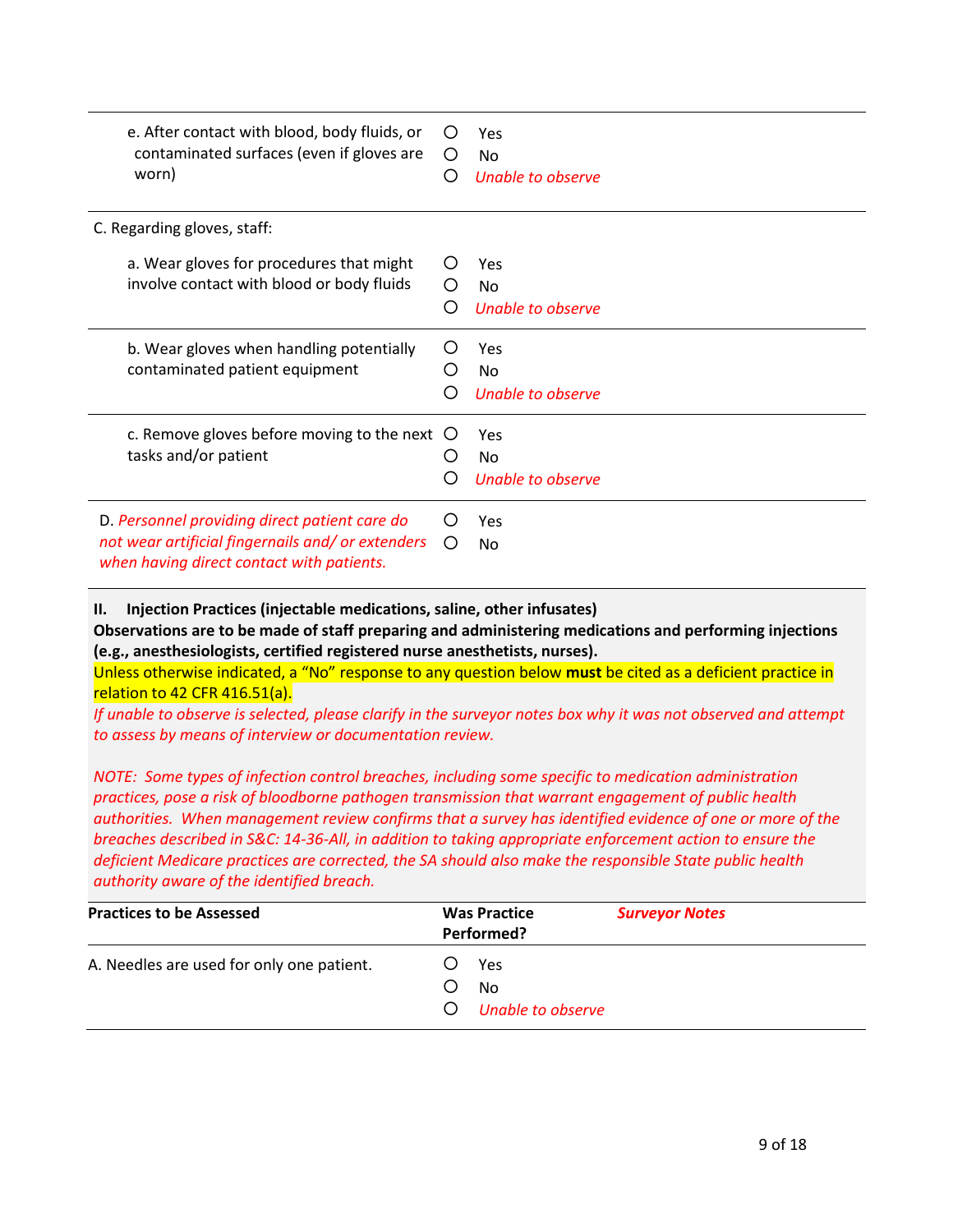| | | |
|---|---|---|
| e. After contact with blood, body fluids, or contaminated surfaces (even if gloves are worn) | ○ Yes<br>○ No<br>○ *Unable to observe* | |
| C. Regarding gloves, staff: | | |
| a. Wear gloves for procedures that might involve contact with blood or body fluids | ○ Yes<br>○ No<br>○ *Unable to observe* | |
| b. Wear gloves when handling potentially contaminated patient equipment | ○ Yes<br>○ No<br>○ *Unable to observe* | |
| c. Remove gloves before moving to the next tasks and/or patient | ○ Yes<br>○ No<br>○ *Unable to observe* | |
| D. *Personnel providing direct patient care do not wear artificial fingernails and/ or extenders when having direct contact with patients.* | ○ Yes<br>○ No | |

**II. Injection Practices (injectable medications, saline, other infusates)**

**Observations are to be made of staff preparing and administering medications and performing injections (e.g., anesthesiologists, certified registered nurse anesthetists, nurses).**

Unless otherwise indicated, a "No" response to any question below **must** be cited as a deficient practice in relation to 42 CFR 416.51(a).

*If unable to observe is selected, please clarify in the surveyor notes box why it was not observed and attempt to assess by means of interview or documentation review.*

*NOTE: Some types of infection control breaches, including some specific to medication administration practices, pose a risk of bloodborne pathogen transmission that warrant engagement of public health authorities. When management review confirms that a survey has identified evidence of one or more of the breaches described in S&C: 14-36-All, in addition to taking appropriate enforcement action to ensure the deficient Medicare practices are corrected, the SA should also make the responsible State public health authority aware of the identified breach.*

| Practices to be Assessed | Was Practice Performed? | *Surveyor Notes* |
|---|---|---|
| A. Needles are used for only one patient. | ○ Yes<br>○ No<br>○ *Unable to observe* | |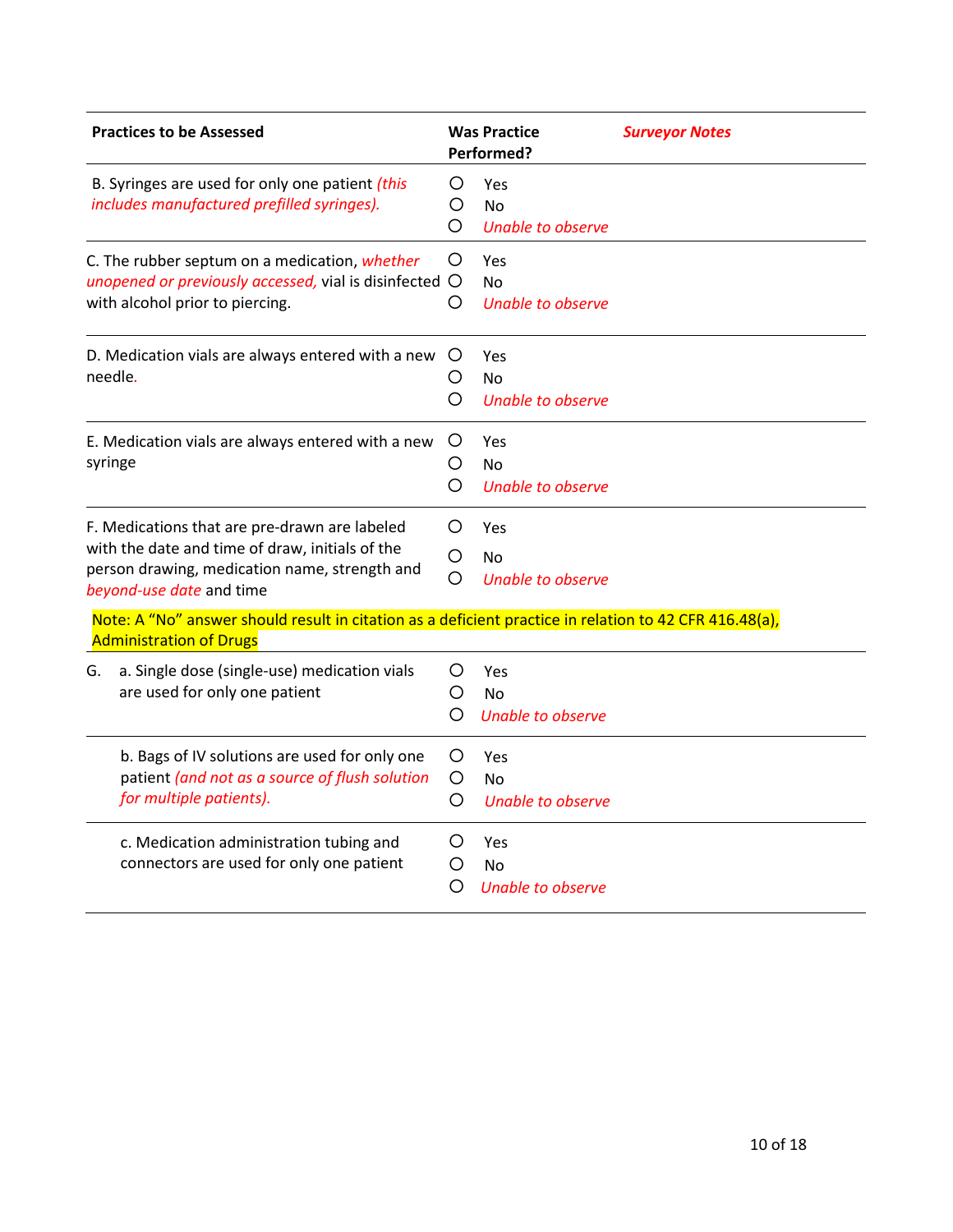| Practices to be Assessed | Was Practice Performed? | *Surveyor Notes* |
|---|---|---|
| B. Syringes are used for only one patient *(this includes manufactured prefilled syringes).* | ○ Yes<br>○ No<br>○ *Unable to observe* | |
| C. The rubber septum on a medication, *whether unopened or previously accessed,* vial is disinfected with alcohol prior to piercing. | ○ Yes<br>○ No<br>○ *Unable to observe* | |
| D. Medication vials are always entered with a new needle. | ○ Yes<br>○ No<br>○ *Unable to observe* | |
| E. Medication vials are always entered with a new syringe | ○ Yes<br>○ No<br>○ *Unable to observe* | |
| F. Medications that are pre-drawn are labeled with the date and time of draw, initials of the person drawing, medication name, strength and *beyond-use date* and time | ○ Yes<br>○ No<br>○ *Unable to observe* | |
| Note: A "No" answer should result in citation as a deficient practice in relation to 42 CFR 416.48(a), Administration of Drugs | | |
| G. a. Single dose (single-use) medication vials are used for only one patient | ○ Yes<br>○ No<br>○ *Unable to observe* | |
| b. Bags of IV solutions are used for only one patient *(and not as a source of flush solution for multiple patients).* | ○ Yes<br>○ No<br>○ *Unable to observe* | |
| c. Medication administration tubing and connectors are used for only one patient | ○ Yes<br>○ No<br>○ *Unable to observe* | |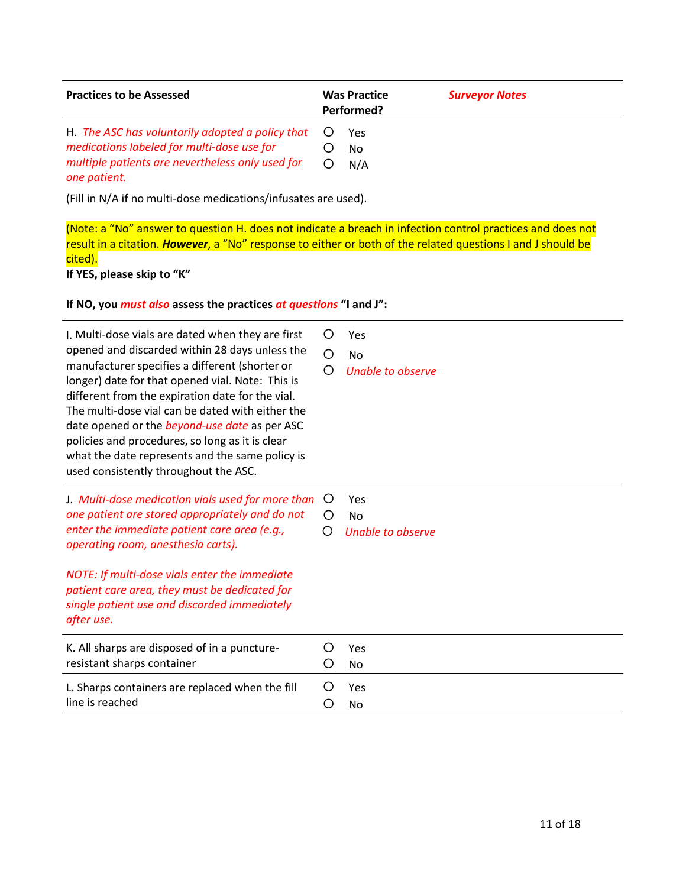| Practices to be Assessed | Was Practice Performed? | *Surveyor Notes* |
|---|---|---|
| H. *The ASC has voluntarily adopted a policy that medications labeled for multi-dose use for multiple patients are nevertheless only used for one patient.* | ○ Yes<br>○ No<br>○ N/A | |

(Fill in N/A if no multi-dose medications/infusates are used).

(Note: a "No" answer to question H. does not indicate a breach in infection control practices and does not result in a citation. ***However***, a "No" response to either or both of the related questions I and J should be cited).

**If YES, please skip to "K"**

**If NO, you *must also* assess the practices *at questions* "I and J":**

| | | |
|---|---|---|
| I. Multi-dose vials are dated when they are first opened and discarded within 28 days unless the manufacturer specifies a different (shorter or longer) date for that opened vial. Note: This is different from the expiration date for the vial. The multi-dose vial can be dated with either the date opened or the *beyond-use date* as per ASC policies and procedures, so long as it is clear what the date represents and the same policy is used consistently throughout the ASC. | ○ Yes<br>○ No<br>○ *Unable to observe* | |
| J. *Multi-dose medication vials used for more than one patient are stored appropriately and do not enter the immediate patient care area (e.g., operating room, anesthesia carts).*<br><br>*NOTE: If multi-dose vials enter the immediate patient care area, they must be dedicated for single patient use and discarded immediately after use.* | ○ Yes<br>○ No<br>○ *Unable to observe* | |
| K. All sharps are disposed of in a puncture-resistant sharps container | ○ Yes<br>○ No | |
| L. Sharps containers are replaced when the fill line is reached | ○ Yes<br>○ No | |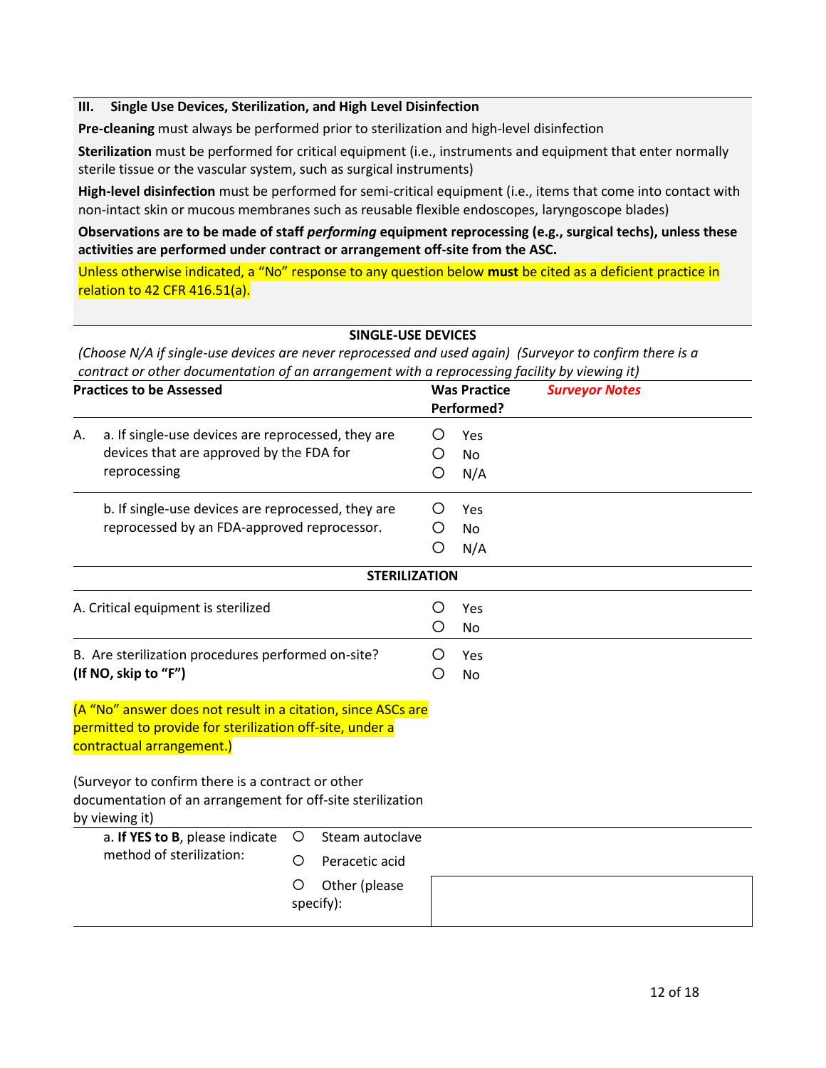**III. Single Use Devices, Sterilization, and High Level Disinfection**

**Pre-cleaning** must always be performed prior to sterilization and high-level disinfection

**Sterilization** must be performed for critical equipment (i.e., instruments and equipment that enter normally sterile tissue or the vascular system, such as surgical instruments)

**High-level disinfection** must be performed for semi-critical equipment (i.e., items that come into contact with non-intact skin or mucous membranes such as reusable flexible endoscopes, laryngoscope blades)

**Observations are to be made of staff *performing* equipment reprocessing (e.g., surgical techs), unless these activities are performed under contract or arrangement off-site from the ASC.**

Unless otherwise indicated, a "No" response to any question below **must** be cited as a deficient practice in relation to 42 CFR 416.51(a).

**SINGLE-USE DEVICES**

*(Choose N/A if single-use devices are never reprocessed and used again) (Surveyor to confirm there is a contract or other documentation of an arrangement with a reprocessing facility by viewing it)*

| Practices to be Assessed | Was Practice Performed? | *Surveyor Notes* |
|---|---|---|
| A. a. If single-use devices are reprocessed, they are devices that are approved by the FDA for reprocessing | ○ Yes<br>○ No<br>○ N/A | |
| b. If single-use devices are reprocessed, they are reprocessed by an FDA-approved reprocessor. | ○ Yes<br>○ No<br>○ N/A | |

**STERILIZATION**

| | | |
|---|---|---|
| A. Critical equipment is sterilized | ○ Yes<br>○ No | |
| B. Are sterilization procedures performed on-site? **(If NO, skip to "F")**<br><br>(A "No" answer does not result in a citation, since ASCs are permitted to provide for sterilization off-site, under a contractual arrangement.)<br><br>(Surveyor to confirm there is a contract or other documentation of an arrangement for off-site sterilization by viewing it) | ○ Yes<br>○ No | |

| | | |
|---|---|---|
| a. **If YES to B**, please indicate method of sterilization: | ○ Steam autoclave<br>○ Peracetic acid<br>○ Other (please specify): | |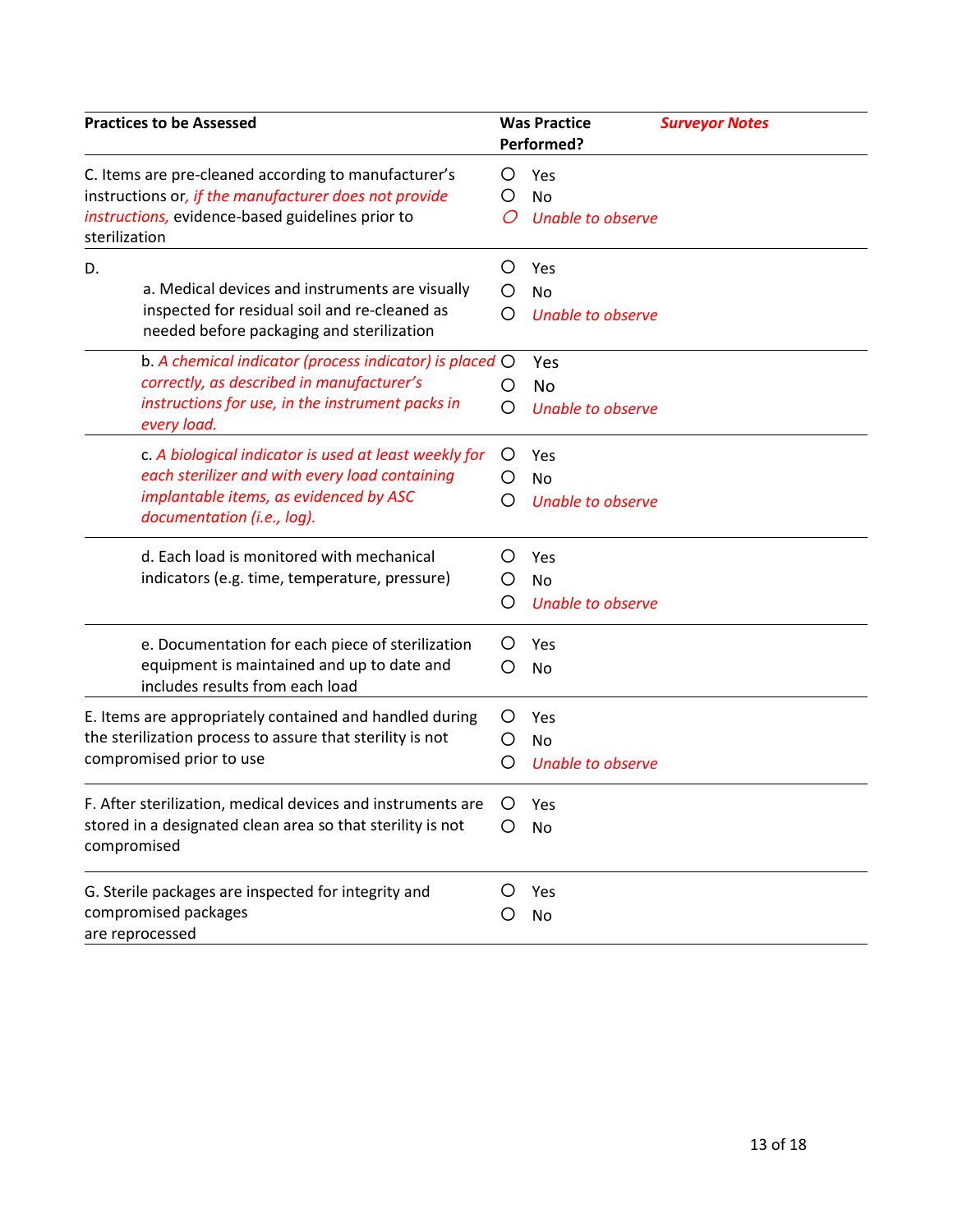| Practices to be Assessed | Was Practice Performed? | *Surveyor Notes* |
|---|---|---|
| C. Items are pre-cleaned according to manufacturer's instructions or, *if the manufacturer does not provide instructions,* evidence-based guidelines prior to sterilization | ○ Yes<br>○ No<br>○ *Unable to observe* | |
| D.<br>a. Medical devices and instruments are visually inspected for residual soil and re-cleaned as needed before packaging and sterilization | ○ Yes<br>○ No<br>○ *Unable to observe* | |
| b. *A chemical indicator (process indicator) is placed correctly, as described in manufacturer's instructions for use, in the instrument packs in every load.* | ○ Yes<br>○ No<br>○ *Unable to observe* | |
| c. *A biological indicator is used at least weekly for each sterilizer and with every load containing implantable items, as evidenced by ASC documentation (i.e., log).* | ○ Yes<br>○ No<br>○ *Unable to observe* | |
| d. Each load is monitored with mechanical indicators (e.g. time, temperature, pressure) | ○ Yes<br>○ No<br>○ *Unable to observe* | |
| e. Documentation for each piece of sterilization equipment is maintained and up to date and includes results from each load | ○ Yes<br>○ No | |
| E. Items are appropriately contained and handled during the sterilization process to assure that sterility is not compromised prior to use | ○ Yes<br>○ No<br>○ *Unable to observe* | |
| F. After sterilization, medical devices and instruments are stored in a designated clean area so that sterility is not compromised | ○ Yes<br>○ No | |
| G. Sterile packages are inspected for integrity and compromised packages are reprocessed | ○ Yes<br>○ No | |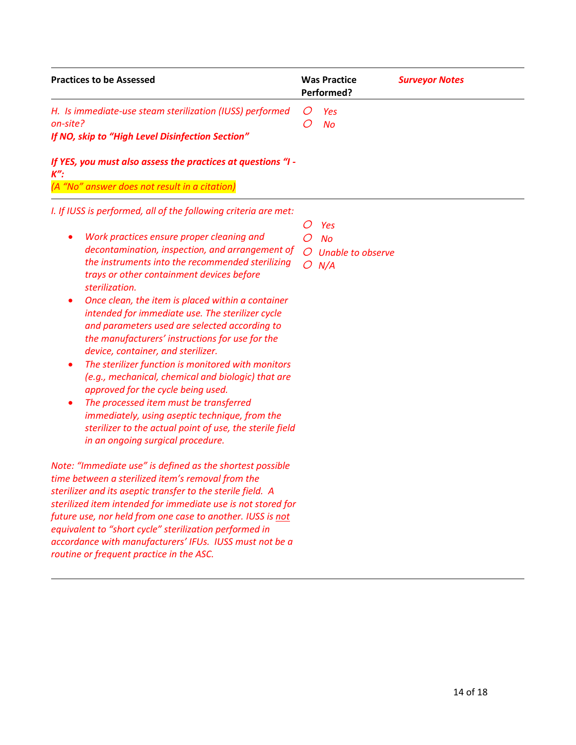| Practices to be Assessed | Was Practice Performed? | *Surveyor Notes* |
|---|---|---|
| *H. Is immediate-use steam sterilization (IUSS) performed on-site?*<br>***If NO, skip to "High Level Disinfection Section"***<br><br>***If YES, you must also assess the practices at questions "I - K":***<br>*(A "No" answer does not result in a citation)* | O *Yes*<br>O *No* | |
| *I. If IUSS is performed, all of the following criteria are met:*<br>• *Work practices ensure proper cleaning and decontamination, inspection, and arrangement of the instruments into the recommended sterilizing trays or other containment devices before sterilization.*<br>• *Once clean, the item is placed within a container intended for immediate use. The sterilizer cycle and parameters used are selected according to the manufacturers' instructions for use for the device, container, and sterilizer.*<br>• *The sterilizer function is monitored with monitors (e.g., mechanical, chemical and biologic) that are approved for the cycle being used.*<br>• *The processed item must be transferred immediately, using aseptic technique, from the sterilizer to the actual point of use, the sterile field in an ongoing surgical procedure.*<br><br>*Note: "Immediate use" is defined as the shortest possible time between a sterilized item's removal from the sterilizer and its aseptic transfer to the sterile field. A sterilized item intended for immediate use is not stored for future use, nor held from one case to another. IUSS is not equivalent to "short cycle" sterilization performed in accordance with manufacturers' IFUs. IUSS must not be a routine or frequent practice in the ASC.* | O *Yes*<br>O *No*<br>O *Unable to observe*<br>O *N/A* | |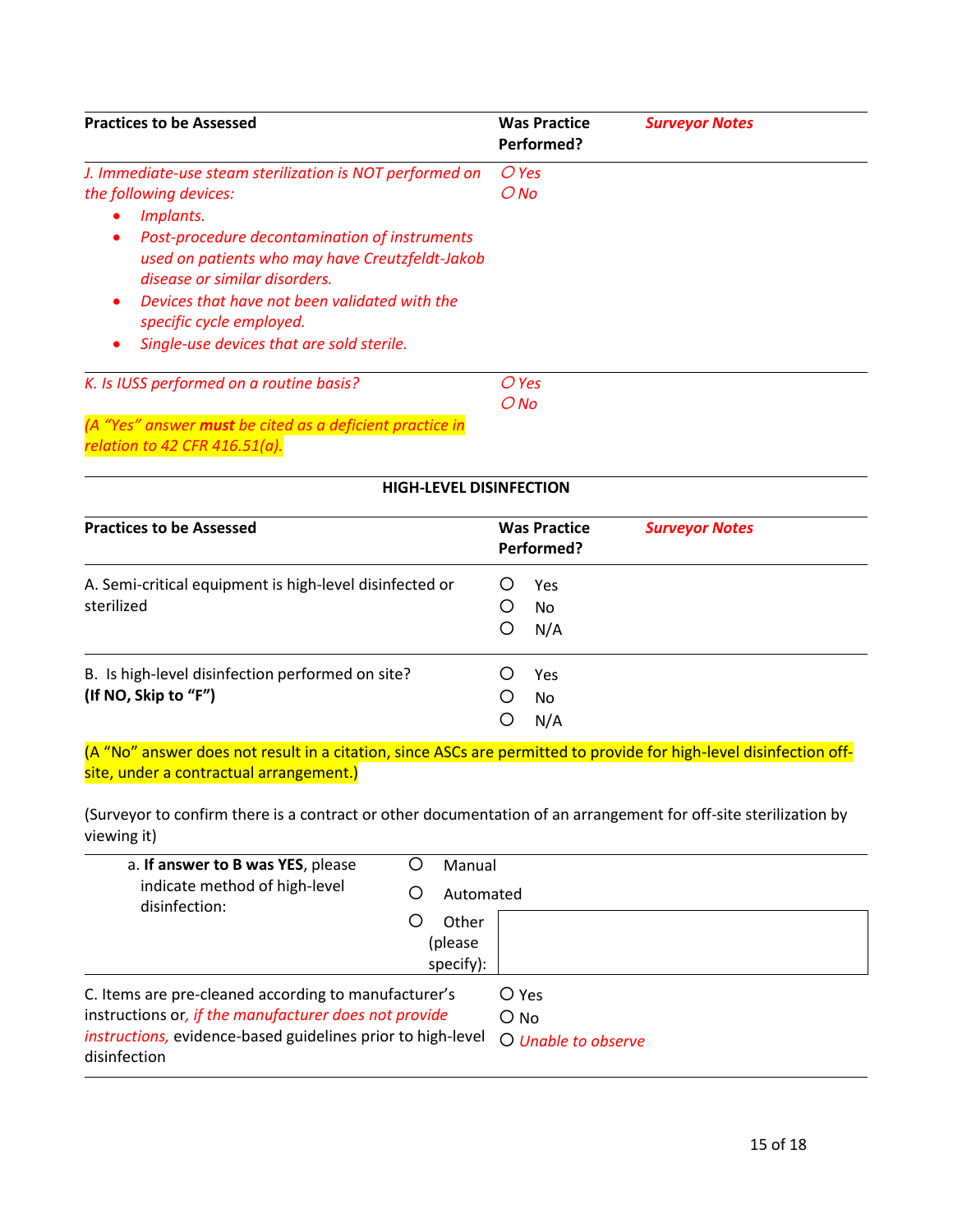| Practices to be Assessed | Was Practice Performed? | *Surveyor Notes* |
|---|---|---|
| *J. Immediate-use steam sterilization is NOT performed on the following devices:*<br>• *Implants.*<br>• *Post-procedure decontamination of instruments used on patients who may have Creutzfeldt-Jakob disease or similar disorders.*<br>• *Devices that have not been validated with the specific cycle employed.*<br>• *Single-use devices that are sold sterile.* | *O Yes*<br>*O No* | |
| *K. Is IUSS performed on a routine basis?*<br><br>*(A "Yes" answer **must** be cited as a deficient practice in relation to 42 CFR 416.51(a).* | *O Yes*<br>*O No* | |

**HIGH-LEVEL DISINFECTION**

| Practices to be Assessed | Was Practice Performed? | *Surveyor Notes* |
|---|---|---|
| A. Semi-critical equipment is high-level disinfected or sterilized | O Yes<br>O No<br>O N/A | |
| B. Is high-level disinfection performed on site?<br>**(If NO, Skip to "F")** | O Yes<br>O No<br>O N/A | |

(A "No" answer does not result in a citation, since ASCs are permitted to provide for high-level disinfection off-site, under a contractual arrangement.)

(Surveyor to confirm there is a contract or other documentation of an arrangement for off-site sterilization by viewing it)

| | | |
|---|---|---|
| a. **If answer to B was YES**, please indicate method of high-level disinfection: | O Manual<br>O Automated<br>O Other (please specify): | |
| C. Items are pre-cleaned according to manufacturer's instructions or*, if the manufacturer does not provide instructions,* evidence-based guidelines prior to high-level disinfection | O Yes<br>O No<br>O *Unable to observe* | |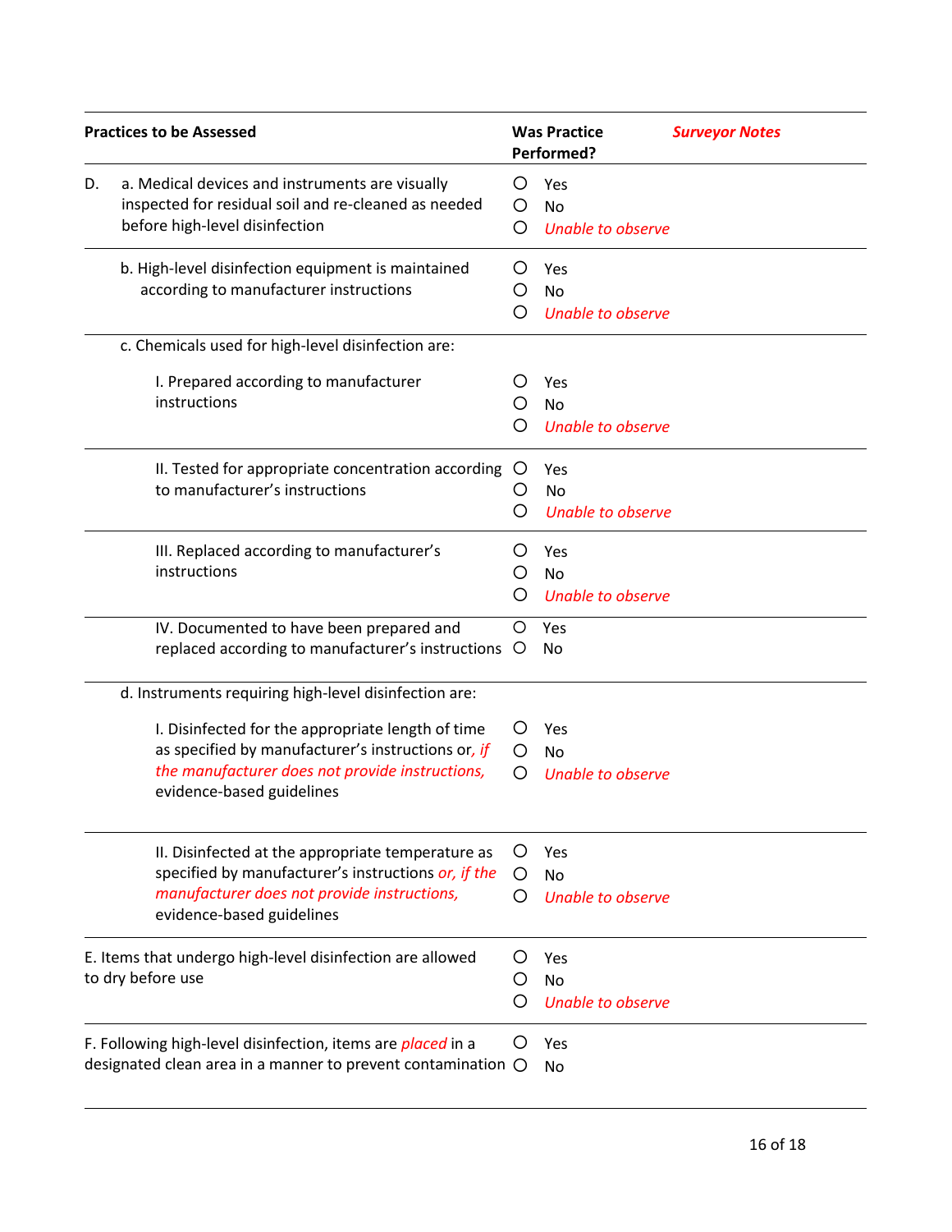| Practices to be Assessed | Was Practice Performed? | *Surveyor Notes* |
|---|---|---|
| D. a. Medical devices and instruments are visually inspected for residual soil and re-cleaned as needed before high-level disinfection | ○ Yes<br>○ No<br>○ *Unable to observe* | |
| b. High-level disinfection equipment is maintained according to manufacturer instructions | ○ Yes<br>○ No<br>○ *Unable to observe* | |
| c. Chemicals used for high-level disinfection are: | | |
| I. Prepared according to manufacturer instructions | ○ Yes<br>○ No<br>○ *Unable to observe* | |
| II. Tested for appropriate concentration according to manufacturer's instructions | ○ Yes<br>○ No<br>○ *Unable to observe* | |
| III. Replaced according to manufacturer's instructions | ○ Yes<br>○ No<br>○ *Unable to observe* | |
| IV. Documented to have been prepared and replaced according to manufacturer's instructions | ○ Yes<br>○ No | |
| d. Instruments requiring high-level disinfection are: | | |
| I. Disinfected for the appropriate length of time as specified by manufacturer's instructions or*, if the manufacturer does not provide instructions,* evidence-based guidelines | ○ Yes<br>○ No<br>○ *Unable to observe* | |
| II. Disinfected at the appropriate temperature as specified by manufacturer's instructions *or, if the manufacturer does not provide instructions,* evidence-based guidelines | ○ Yes<br>○ No<br>○ *Unable to observe* | |
| E. Items that undergo high-level disinfection are allowed to dry before use | ○ Yes<br>○ No<br>○ *Unable to observe* | |
| F. Following high-level disinfection, items are *placed* in a designated clean area in a manner to prevent contamination | ○ Yes<br>○ No | |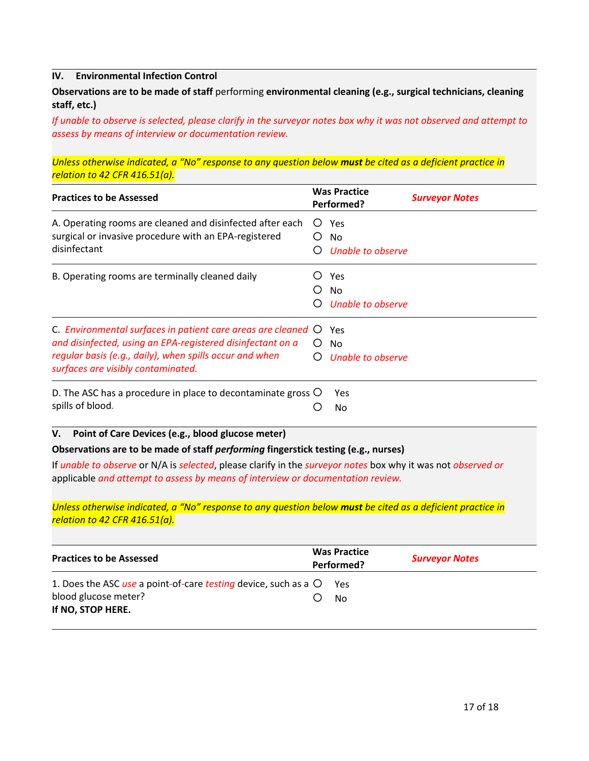## IV. Environmental Infection Control

**Observations are to be made of staff** performing **environmental cleaning (e.g., surgical technicians, cleaning staff, etc.)**

*If unable to observe is selected, please clarify in the surveyor notes box why it was not observed and attempt to assess by means of interview or documentation review.*

*Unless otherwise indicated, a "No" response to any question below **must** be cited as a deficient practice in relation to 42 CFR 416.51(a).*

| Practices to be Assessed | Was Practice Performed? | *Surveyor Notes* |
|---|---|---|
| A. Operating rooms are cleaned and disinfected after each surgical or invasive procedure with an EPA-registered disinfectant | ○ Yes<br>○ No<br>○ *Unable to observe* | |
| B. Operating rooms are terminally cleaned daily | ○ Yes<br>○ No<br>○ *Unable to observe* | |
| C. *Environmental surfaces in patient care areas are cleaned and disinfected, using an EPA-registered disinfectant on a regular basis (e.g., daily), when spills occur and when surfaces are visibly contaminated.* | ○ Yes<br>○ No<br>○ *Unable to observe* | |
| D. The ASC has a procedure in place to decontaminate gross spills of blood. | ○ Yes<br>○ No | |

## V. Point of Care Devices (e.g., blood glucose meter)

**Observations are to be made of staff *performing* fingerstick testing (e.g., nurses)**

If *unable to observe* or N/A is *selected*, please clarify in the *surveyor notes* box why it was not *observed or* applicable *and attempt to assess by means of interview or documentation review.*

*Unless otherwise indicated, a "No" response to any question below **must** be cited as a deficient practice in relation to 42 CFR 416.51(a).*

| Practices to be Assessed | Was Practice Performed? | *Surveyor Notes* |
|---|---|---|
| 1. Does the ASC *use* a point-of-care *testing* device, such as a blood glucose meter?<br>**If NO, STOP HERE.** | ○ Yes<br>○ No | |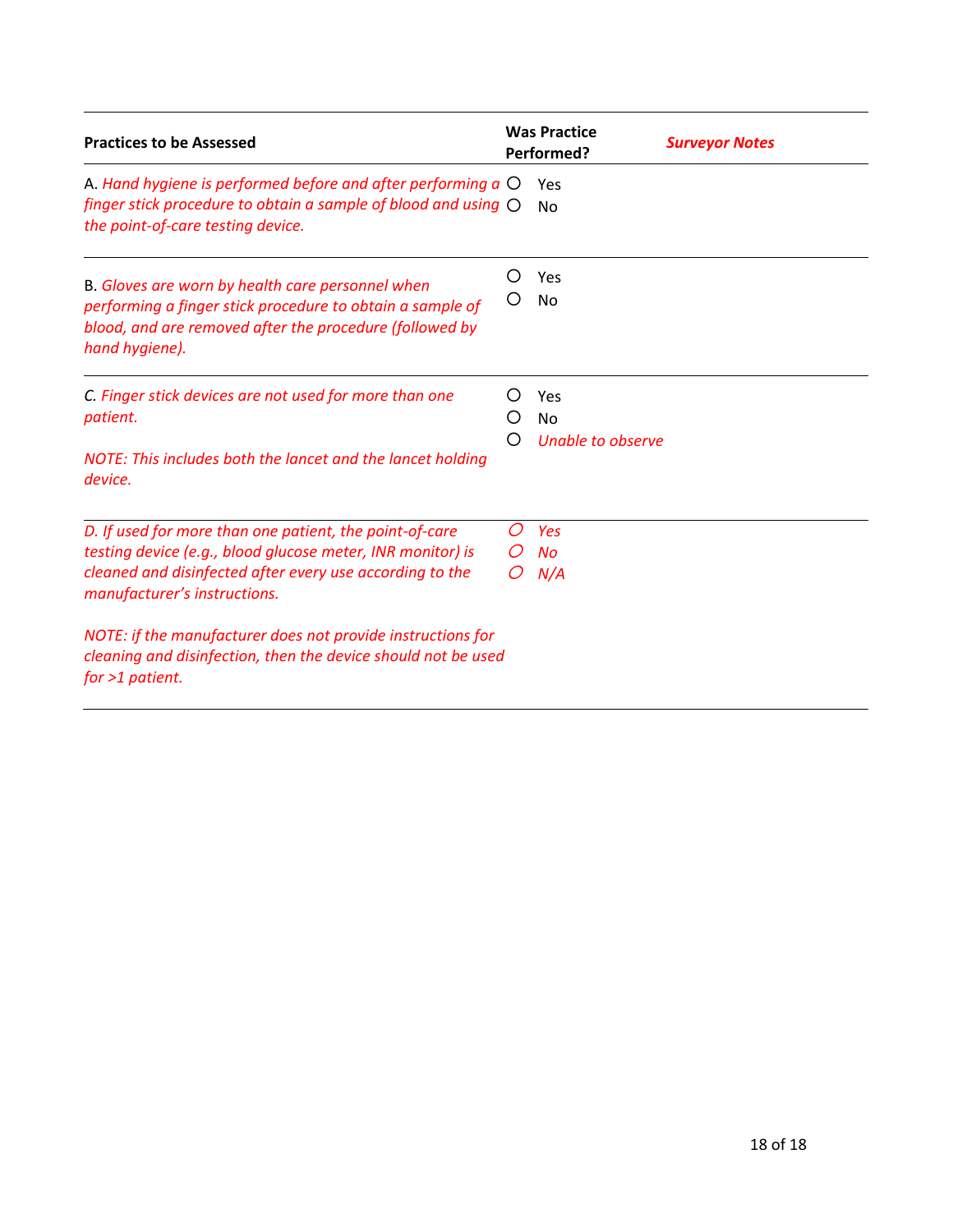| Practices to be Assessed | Was Practice Performed? | *Surveyor Notes* |
|---|---|---|
| A. *Hand hygiene is performed before and after performing a finger stick procedure to obtain a sample of blood and using the point-of-care testing device.* | ○ Yes<br>○ No | |
| B. *Gloves are worn by health care personnel when performing a finger stick procedure to obtain a sample of blood, and are removed after the procedure (followed by hand hygiene).* | ○ Yes<br>○ No | |
| C. *Finger stick devices are not used for more than one patient.*<br><br>*NOTE: This includes both the lancet and the lancet holding device.* | ○ Yes<br>○ No<br>○ *Unable to observe* | |
| *D. If used for more than one patient, the point-of-care testing device (e.g., blood glucose meter, INR monitor) is cleaned and disinfected after every use according to the manufacturer's instructions.*<br><br>*NOTE: if the manufacturer does not provide instructions for cleaning and disinfection, then the device should not be used for >1 patient.* | *○ Yes*<br>*○ No*<br>*○ N/A* | |